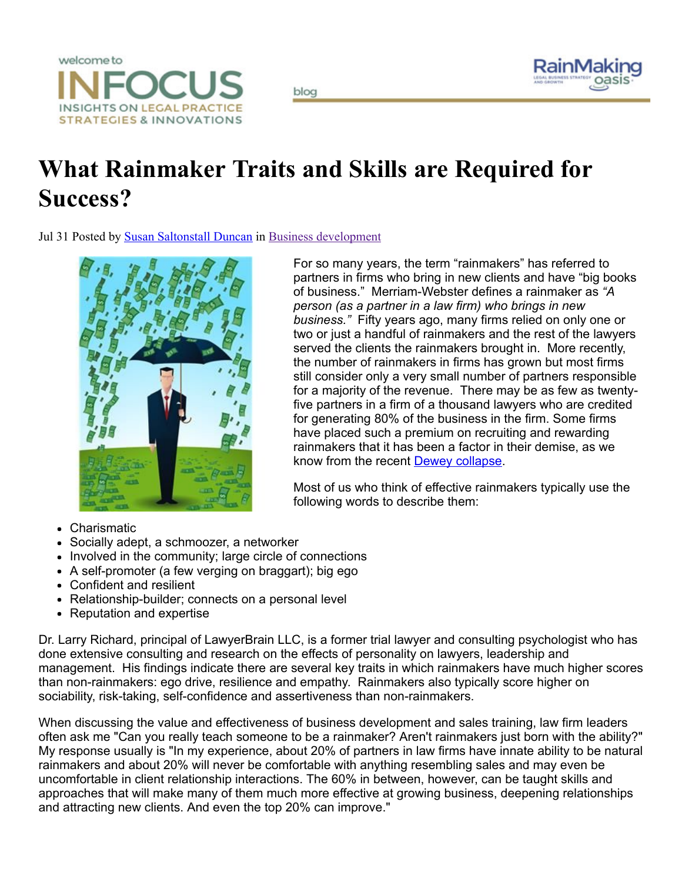welcome to

INFOCUS

INSIGHTS ON LEGAL PRACTICE STRATEGIES & INNOVATIONS

blog

RainMaking oasis

# What Rainmaker Traits and Skills are Required for Success?

Jul 31 Posted by [Susan Saltonstall Duncan] in [Business development]

For so many years, the term "rainmakers" has referred to partners in firms who bring in new clients and have "big books of business." Merriam-Webster defines a rainmaker as *"A person (as a partner in a law firm) who brings in new business."* Fifty years ago, many firms relied on only one or two or just a handful of rainmakers and the rest of the lawyers served the clients the rainmakers brought in. More recently, the number of rainmakers in firms has grown but most firms still consider only a very small number of partners responsible for a majority of the revenue. There may be as few as twenty-five partners in a firm of a thousand lawyers who are credited for generating 80% of the business in the firm. Some firms have placed such a premium on recruiting and rewarding rainmakers that it has been a factor in their demise, as we know from the recent [Dewey collapse].

Most of us who think of effective rainmakers typically use the following words to describe them:

- Charismatic
- Socially adept, a schmoozer, a networker
- Involved in the community; large circle of connections
- A self-promoter (a few verging on braggart); big ego
- Confident and resilient
- Relationship-builder; connects on a personal level
- Reputation and expertise

Dr. Larry Richard, principal of LawyerBrain LLC, is a former trial lawyer and consulting psychologist who has done extensive consulting and research on the effects of personality on lawyers, leadership and management. His findings indicate there are several key traits in which rainmakers have much higher scores than non-rainmakers: ego drive, resilience and empathy. Rainmakers also typically score higher on sociability, risk-taking, self-confidence and assertiveness than non-rainmakers.

When discussing the value and effectiveness of business development and sales training, law firm leaders often ask me "Can you really teach someone to be a rainmaker? Aren't rainmakers just born with the ability?" My response usually is "In my experience, about 20% of partners in law firms have innate ability to be natural rainmakers and about 20% will never be comfortable with anything resembling sales and may even be uncomfortable in client relationship interactions. The 60% in between, however, can be taught skills and approaches that will make many of them much more effective at growing business, deepening relationships and attracting new clients. And even the top 20% can improve."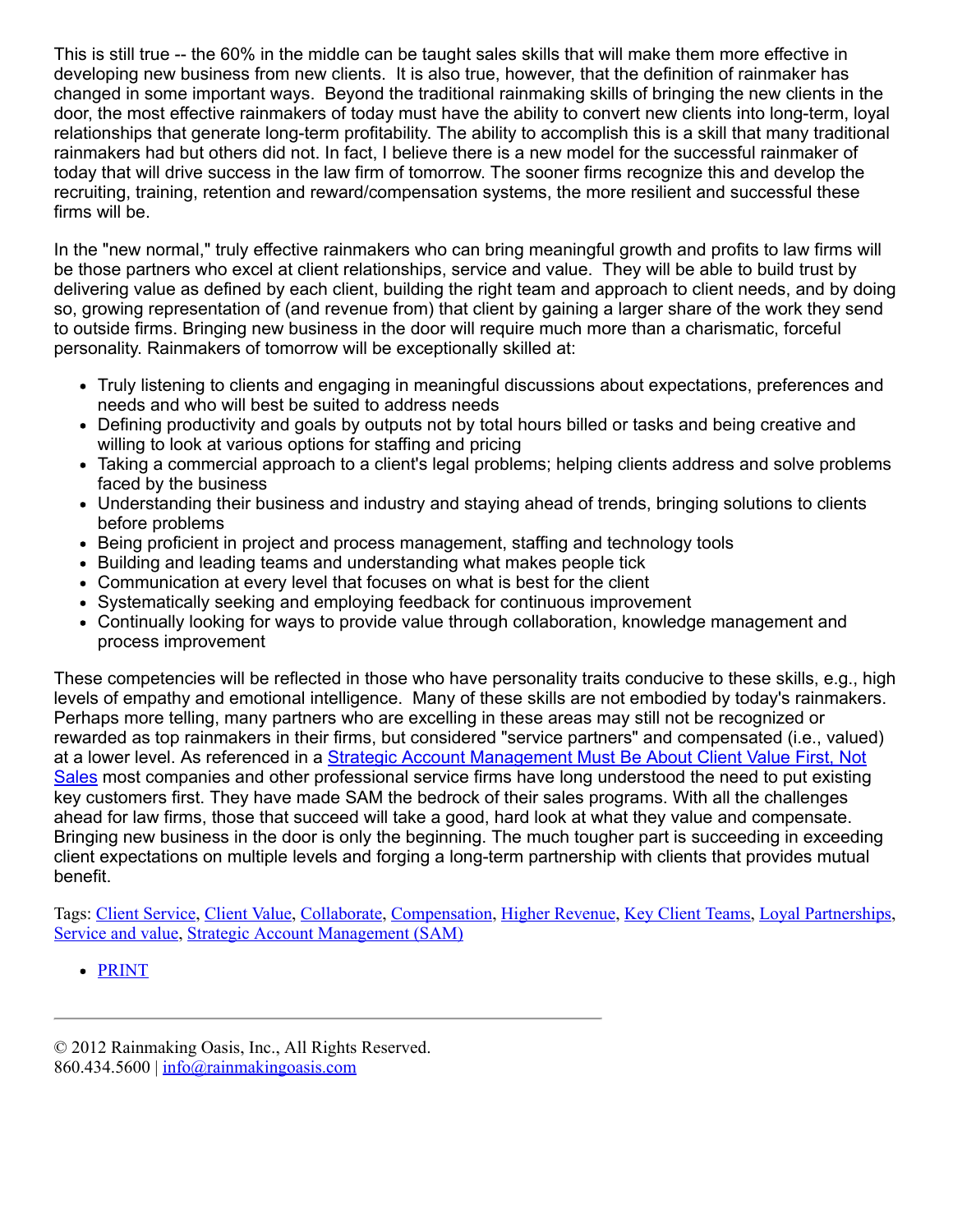This is still true -- the 60% in the middle can be taught sales skills that will make them more effective in developing new business from new clients.  It is also true, however, that the definition of rainmaker has changed in some important ways.  Beyond the traditional rainmaking skills of bringing the new clients in the door, the most effective rainmakers of today must have the ability to convert new clients into long-term, loyal relationships that generate long-term profitability. The ability to accomplish this is a skill that many traditional rainmakers had but others did not. In fact, I believe there is a new model for the successful rainmaker of today that will drive success in the law firm of tomorrow. The sooner firms recognize this and develop the recruiting, training, retention and reward/compensation systems, the more resilient and successful these firms will be.

In the "new normal," truly effective rainmakers who can bring meaningful growth and profits to law firms will be those partners who excel at client relationships, service and value.  They will be able to build trust by delivering value as defined by each client, building the right team and approach to client needs, and by doing so, growing representation of (and revenue from) that client by gaining a larger share of the work they send to outside firms. Bringing new business in the door will require much more than a charismatic, forceful personality. Rainmakers of tomorrow will be exceptionally skilled at:

- Truly listening to clients and engaging in meaningful discussions about expectations, preferences and needs and who will best be suited to address needs
- Defining productivity and goals by outputs not by total hours billed or tasks and being creative and willing to look at various options for staffing and pricing
- Taking a commercial approach to a client's legal problems; helping clients address and solve problems faced by the business
- Understanding their business and industry and staying ahead of trends, bringing solutions to clients before problems
- Being proficient in project and process management, staffing and technology tools
- Building and leading teams and understanding what makes people tick
- Communication at every level that focuses on what is best for the client
- Systematically seeking and employing feedback for continuous improvement
- Continually looking for ways to provide value through collaboration, knowledge management and process improvement

These competencies will be reflected in those who have personality traits conducive to these skills, e.g., high levels of empathy and emotional intelligence.  Many of these skills are not embodied by today's rainmakers. Perhaps more telling, many partners who are excelling in these areas may still not be recognized or rewarded as top rainmakers in their firms, but considered "service partners" and compensated (i.e., valued) at a lower level. As referenced in a [Strategic Account Management Must Be About Client Value First, Not Sales] most companies and other professional service firms have long understood the need to put existing key customers first. They have made SAM the bedrock of their sales programs. With all the challenges ahead for law firms, those that succeed will take a good, hard look at what they value and compensate. Bringing new business in the door is only the beginning. The much tougher part is succeeding in exceeding client expectations on multiple levels and forging a long-term partnership with clients that provides mutual benefit.

Tags: Client Service, Client Value, Collaborate, Compensation, Higher Revenue, Key Client Teams, Loyal Partnerships, Service and value, Strategic Account Management (SAM)

- PRINT

---

© 2012 Rainmaking Oasis, Inc., All Rights Reserved.
860.434.5600 | info@rainmakingoasis.com